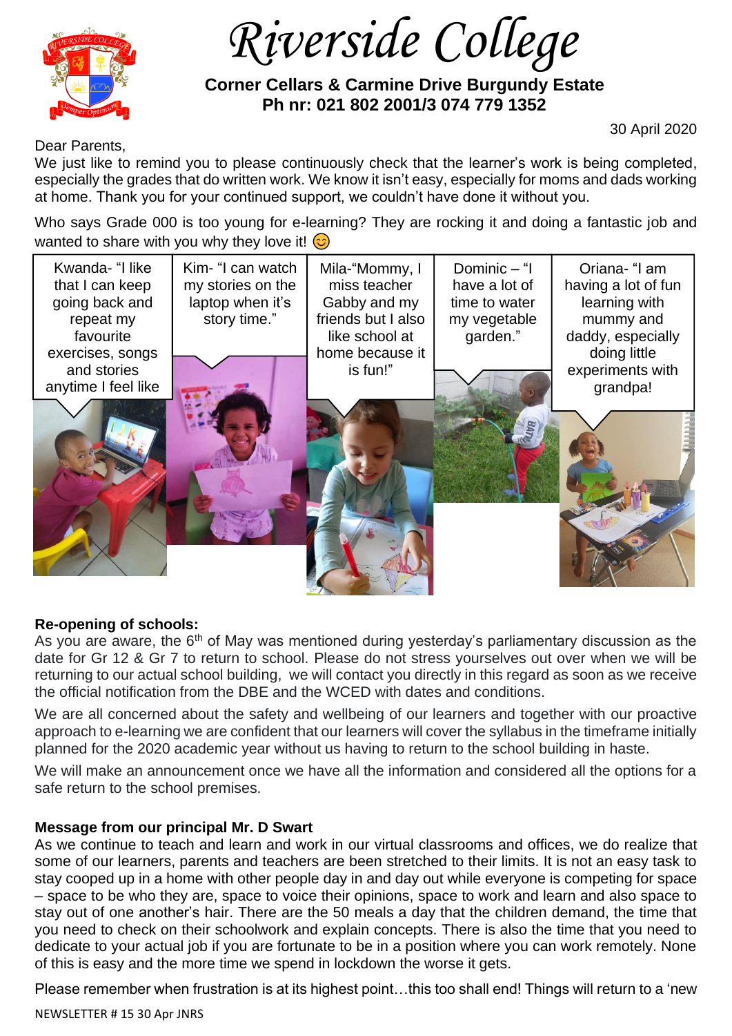# Riverside College

**Corner Cellars & Carmine Drive Burgundy Estate**
**Ph nr: 021 802 2001/3 074 779 1352**

30 April 2020

Dear Parents,

We just like to remind you to please continuously check that the learner's work is being completed, especially the grades that do written work. We know it isn't easy, especially for moms and dads working at home. Thank you for your continued support, we couldn't have done it without you.

Who says Grade 000 is too young for e-learning? They are rocking it and doing a fantastic job and wanted to share with you why they love it! 😊

| Kwanda- "I like that I can keep going back and repeat my favourite exercises, songs and stories anytime I feel like | Kim- "I can watch my stories on the laptop when it's story time." | Mila-"Mommy, I miss teacher Gabby and my friends but I also like school at home because it is fun!" | Dominic – "I have a lot of time to water my vegetable garden." | Oriana- "I am having a lot of fun learning with mummy and daddy, especially doing little experiments with grandpa! |
|---|---|---|---|---|

**Re-opening of schools:**

As you are aware, the 6th of May was mentioned during yesterday's parliamentary discussion as the date for Gr 12 & Gr 7 to return to school. Please do not stress yourselves out over when we will be returning to our actual school building, we will contact you directly in this regard as soon as we receive the official notification from the DBE and the WCED with dates and conditions.

We are all concerned about the safety and wellbeing of our learners and together with our proactive approach to e-learning we are confident that our learners will cover the syllabus in the timeframe initially planned for the 2020 academic year without us having to return to the school building in haste.

We will make an announcement once we have all the information and considered all the options for a safe return to the school premises.

**Message from our principal Mr. D Swart**

As we continue to teach and learn and work in our virtual classrooms and offices, we do realize that some of our learners, parents and teachers are been stretched to their limits. It is not an easy task to stay cooped up in a home with other people day in and day out while everyone is competing for space – space to be who they are, space to voice their opinions, space to work and learn and also space to stay out of one another's hair. There are the 50 meals a day that the children demand, the time that you need to check on their schoolwork and explain concepts. There is also the time that you need to dedicate to your actual job if you are fortunate to be in a position where you can work remotely. None of this is easy and the more time we spend in lockdown the worse it gets.

Please remember when frustration is at its highest point…this too shall end! Things will return to a 'new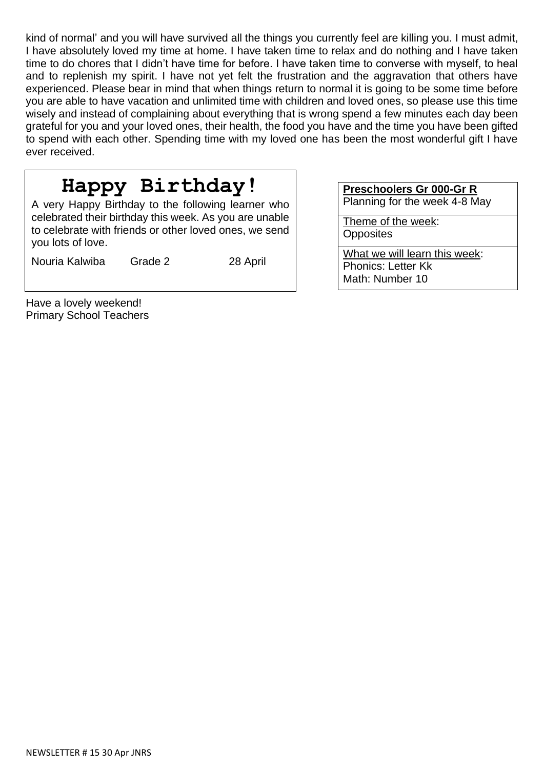kind of normal' and you will have survived all the things you currently feel are killing you. I must admit, I have absolutely loved my time at home. I have taken time to relax and do nothing and I have taken time to do chores that I didn't have time for before. I have taken time to converse with myself, to heal and to replenish my spirit. I have not yet felt the frustration and the aggravation that others have experienced. Please bear in mind that when things return to normal it is going to be some time before you are able to have vacation and unlimited time with children and loved ones, so please use this time wisely and instead of complaining about everything that is wrong spend a few minutes each day been grateful for you and your loved ones, their health, the food you have and the time you have been gifted to spend with each other. Spending time with my loved one has been the most wonderful gift I have ever received.

## Happy Birthday!

A very Happy Birthday to the following learner who celebrated their birthday this week. As you are unable to celebrate with friends or other loved ones, we send you lots of love.

| | | |
|---|---|---|
| Nouria Kalwiba | Grade 2 | 28 April |

Have a lovely weekend!
Primary School Teachers

**Preschoolers Gr 000-Gr R**
Planning for the week 4-8 May

Theme of the week:
Opposites

What we will learn this week:
Phonics: Letter Kk
Math: Number 10